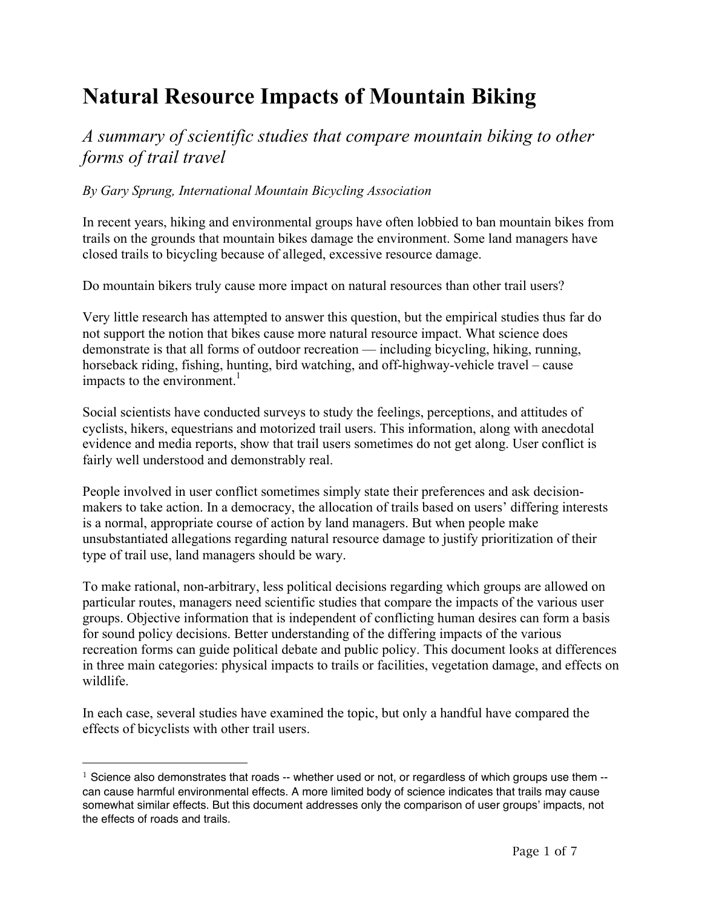# Natural Resource Impacts of Mountain Biking

## *A summary of scientific studies that compare mountain biking to other forms of trail travel*

*By Gary Sprung, International Mountain Bicycling Association*

In recent years, hiking and environmental groups have often lobbied to ban mountain bikes from trails on the grounds that mountain bikes damage the environment. Some land managers have closed trails to bicycling because of alleged, excessive resource damage.

Do mountain bikers truly cause more impact on natural resources than other trail users?

Very little research has attempted to answer this question, but the empirical studies thus far do not support the notion that bikes cause more natural resource impact. What science does demonstrate is that all forms of outdoor recreation — including bicycling, hiking, running, horseback riding, fishing, hunting, bird watching, and off-highway-vehicle travel – cause impacts to the environment.[1]

Social scientists have conducted surveys to study the feelings, perceptions, and attitudes of cyclists, hikers, equestrians and motorized trail users. This information, along with anecdotal evidence and media reports, show that trail users sometimes do not get along. User conflict is fairly well understood and demonstrably real.

People involved in user conflict sometimes simply state their preferences and ask decision-makers to take action. In a democracy, the allocation of trails based on users' differing interests is a normal, appropriate course of action by land managers. But when people make unsubstantiated allegations regarding natural resource damage to justify prioritization of their type of trail use, land managers should be wary.

To make rational, non-arbitrary, less political decisions regarding which groups are allowed on particular routes, managers need scientific studies that compare the impacts of the various user groups. Objective information that is independent of conflicting human desires can form a basis for sound policy decisions. Better understanding of the differing impacts of the various recreation forms can guide political debate and public policy. This document looks at differences in three main categories: physical impacts to trails or facilities, vegetation damage, and effects on wildlife.

In each case, several studies have examined the topic, but only a handful have compared the effects of bicyclists with other trail users.

---

[1] Science also demonstrates that roads -- whether used or not, or regardless of which groups use them -- can cause harmful environmental effects. A more limited body of science indicates that trails may cause somewhat similar effects. But this document addresses only the comparison of user groups' impacts, not the effects of roads and trails.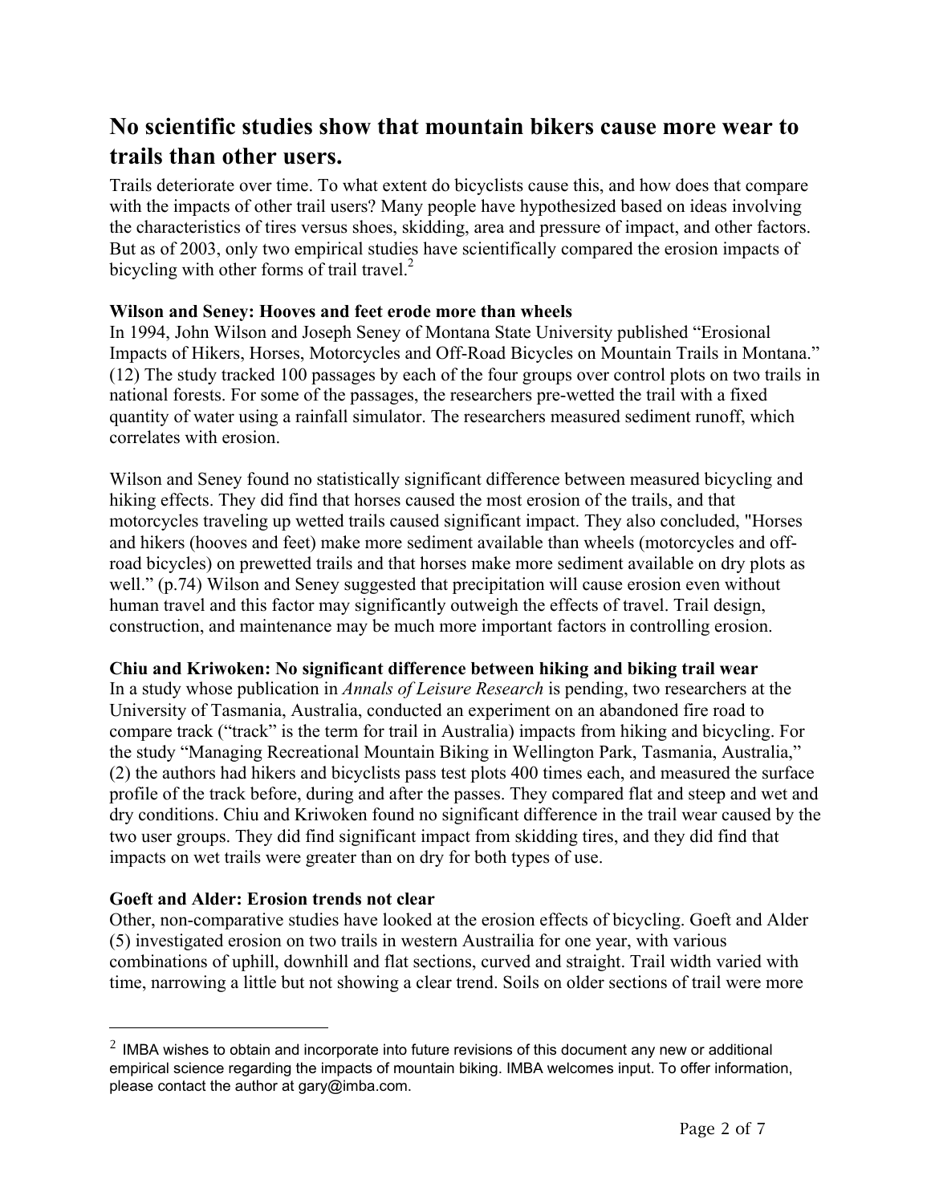## No scientific studies show that mountain bikers cause more wear to trails than other users.

Trails deteriorate over time. To what extent do bicyclists cause this, and how does that compare with the impacts of other trail users? Many people have hypothesized based on ideas involving the characteristics of tires versus shoes, skidding, area and pressure of impact, and other factors. But as of 2003, only two empirical studies have scientifically compared the erosion impacts of bicycling with other forms of trail travel.[2]

**Wilson and Seney: Hooves and feet erode more than wheels**

In 1994, John Wilson and Joseph Seney of Montana State University published "Erosional Impacts of Hikers, Horses, Motorcycles and Off-Road Bicycles on Mountain Trails in Montana." (12) The study tracked 100 passages by each of the four groups over control plots on two trails in national forests. For some of the passages, the researchers pre-wetted the trail with a fixed quantity of water using a rainfall simulator. The researchers measured sediment runoff, which correlates with erosion.

Wilson and Seney found no statistically significant difference between measured bicycling and hiking effects. They did find that horses caused the most erosion of the trails, and that motorcycles traveling up wetted trails caused significant impact. They also concluded, "Horses and hikers (hooves and feet) make more sediment available than wheels (motorcycles and off-road bicycles) on prewetted trails and that horses make more sediment available on dry plots as well." (p.74) Wilson and Seney suggested that precipitation will cause erosion even without human travel and this factor may significantly outweigh the effects of travel. Trail design, construction, and maintenance may be much more important factors in controlling erosion.

**Chiu and Kriwoken: No significant difference between hiking and biking trail wear**

In a study whose publication in *Annals of Leisure Research* is pending, two researchers at the University of Tasmania, Australia, conducted an experiment on an abandoned fire road to compare track ("track" is the term for trail in Australia) impacts from hiking and bicycling. For the study "Managing Recreational Mountain Biking in Wellington Park, Tasmania, Australia," (2) the authors had hikers and bicyclists pass test plots 400 times each, and measured the surface profile of the track before, during and after the passes. They compared flat and steep and wet and dry conditions. Chiu and Kriwoken found no significant difference in the trail wear caused by the two user groups. They did find significant impact from skidding tires, and they did find that impacts on wet trails were greater than on dry for both types of use.

**Goeft and Alder: Erosion trends not clear**

Other, non-comparative studies have looked at the erosion effects of bicycling. Goeft and Alder (5) investigated erosion on two trails in western Austrailia for one year, with various combinations of uphill, downhill and flat sections, curved and straight. Trail width varied with time, narrowing a little but not showing a clear trend. Soils on older sections of trail were more

---

[2] IMBA wishes to obtain and incorporate into future revisions of this document any new or additional empirical science regarding the impacts of mountain biking. IMBA welcomes input. To offer information, please contact the author at gary@imba.com.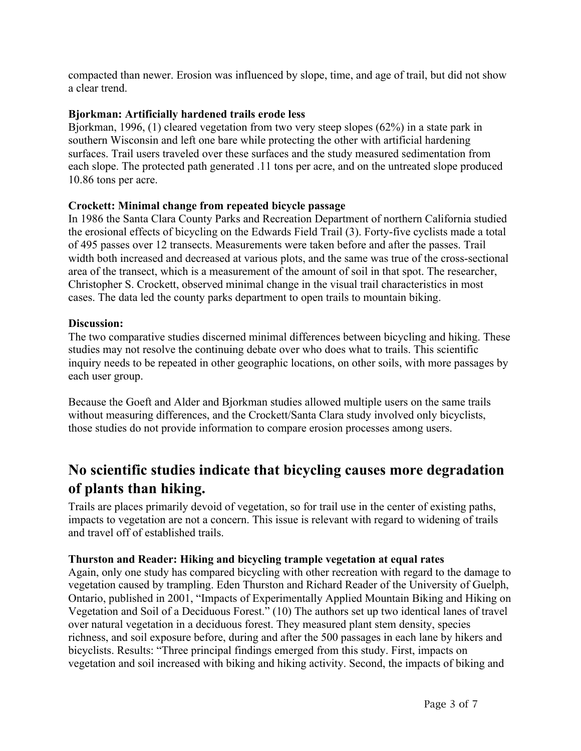compacted than newer. Erosion was influenced by slope, time, and age of trail, but did not show a clear trend.

**Bjorkman: Artificially hardened trails erode less**

Bjorkman, 1996, (1) cleared vegetation from two very steep slopes (62%) in a state park in southern Wisconsin and left one bare while protecting the other with artificial hardening surfaces. Trail users traveled over these surfaces and the study measured sedimentation from each slope. The protected path generated .11 tons per acre, and on the untreated slope produced 10.86 tons per acre.

**Crockett: Minimal change from repeated bicycle passage**

In 1986 the Santa Clara County Parks and Recreation Department of northern California studied the erosional effects of bicycling on the Edwards Field Trail (3). Forty-five cyclists made a total of 495 passes over 12 transects. Measurements were taken before and after the passes. Trail width both increased and decreased at various plots, and the same was true of the cross-sectional area of the transect, which is a measurement of the amount of soil in that spot. The researcher, Christopher S. Crockett, observed minimal change in the visual trail characteristics in most cases. The data led the county parks department to open trails to mountain biking.

**Discussion:**

The two comparative studies discerned minimal differences between bicycling and hiking. These studies may not resolve the continuing debate over who does what to trails. This scientific inquiry needs to be repeated in other geographic locations, on other soils, with more passages by each user group.

Because the Goeft and Alder and Bjorkman studies allowed multiple users on the same trails without measuring differences, and the Crockett/Santa Clara study involved only bicyclists, those studies do not provide information to compare erosion processes among users.

## No scientific studies indicate that bicycling causes more degradation of plants than hiking.

Trails are places primarily devoid of vegetation, so for trail use in the center of existing paths, impacts to vegetation are not a concern. This issue is relevant with regard to widening of trails and travel off of established trails.

**Thurston and Reader: Hiking and bicycling trample vegetation at equal rates**

Again, only one study has compared bicycling with other recreation with regard to the damage to vegetation caused by trampling. Eden Thurston and Richard Reader of the University of Guelph, Ontario, published in 2001, "Impacts of Experimentally Applied Mountain Biking and Hiking on Vegetation and Soil of a Deciduous Forest." (10) The authors set up two identical lanes of travel over natural vegetation in a deciduous forest. They measured plant stem density, species richness, and soil exposure before, during and after the 500 passages in each lane by hikers and bicyclists. Results: "Three principal findings emerged from this study. First, impacts on vegetation and soil increased with biking and hiking activity. Second, the impacts of biking and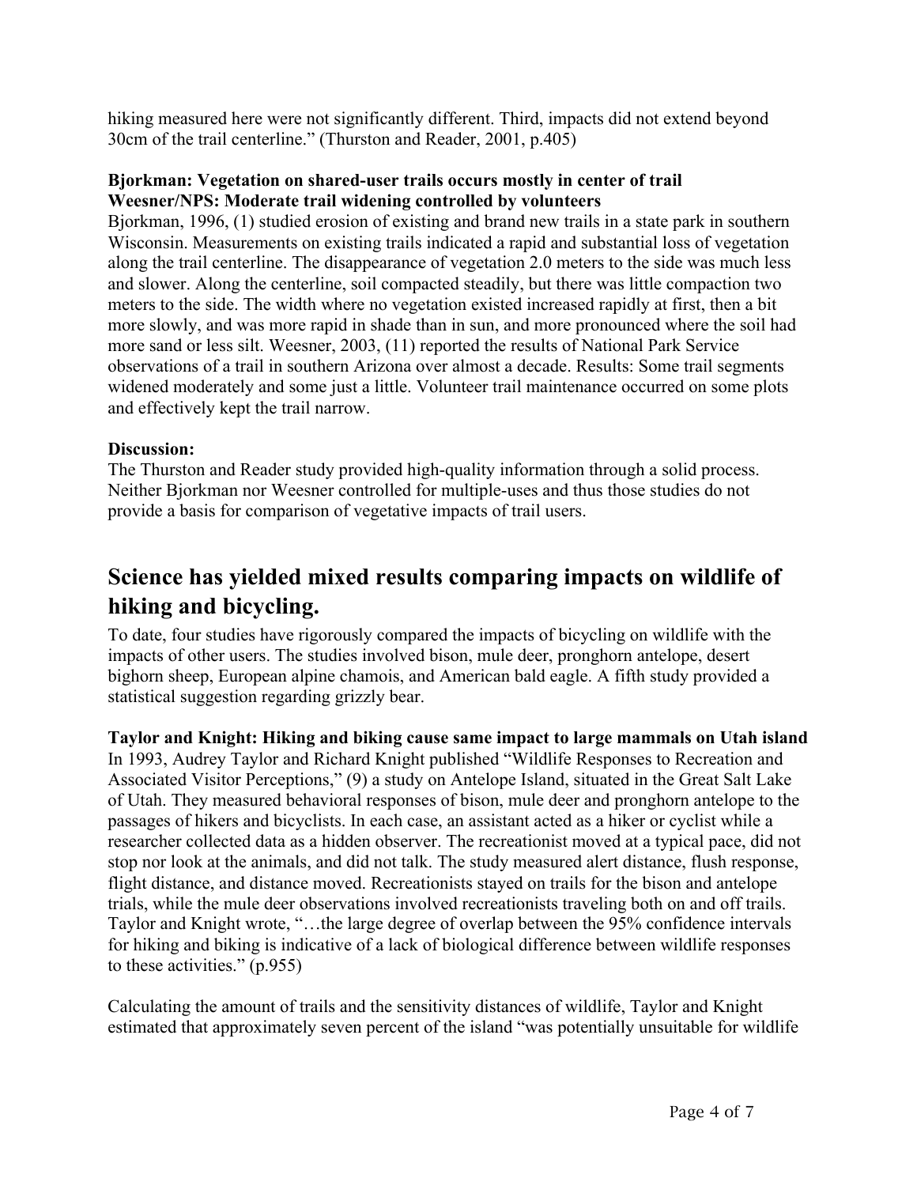hiking measured here were not significantly different. Third, impacts did not extend beyond 30cm of the trail centerline." (Thurston and Reader, 2001, p.405)

**Bjorkman: Vegetation on shared-user trails occurs mostly in center of trail**
**Weesner/NPS: Moderate trail widening controlled by volunteers**

Bjorkman, 1996, (1) studied erosion of existing and brand new trails in a state park in southern Wisconsin. Measurements on existing trails indicated a rapid and substantial loss of vegetation along the trail centerline. The disappearance of vegetation 2.0 meters to the side was much less and slower. Along the centerline, soil compacted steadily, but there was little compaction two meters to the side. The width where no vegetation existed increased rapidly at first, then a bit more slowly, and was more rapid in shade than in sun, and more pronounced where the soil had more sand or less silt. Weesner, 2003, (11) reported the results of National Park Service observations of a trail in southern Arizona over almost a decade. Results: Some trail segments widened moderately and some just a little. Volunteer trail maintenance occurred on some plots and effectively kept the trail narrow.

**Discussion:**

The Thurston and Reader study provided high-quality information through a solid process. Neither Bjorkman nor Weesner controlled for multiple-uses and thus those studies do not provide a basis for comparison of vegetative impacts of trail users.

## Science has yielded mixed results comparing impacts on wildlife of hiking and bicycling.

To date, four studies have rigorously compared the impacts of bicycling on wildlife with the impacts of other users. The studies involved bison, mule deer, pronghorn antelope, desert bighorn sheep, European alpine chamois, and American bald eagle. A fifth study provided a statistical suggestion regarding grizzly bear.

**Taylor and Knight: Hiking and biking cause same impact to large mammals on Utah island**

In 1993, Audrey Taylor and Richard Knight published "Wildlife Responses to Recreation and Associated Visitor Perceptions," (9) a study on Antelope Island, situated in the Great Salt Lake of Utah. They measured behavioral responses of bison, mule deer and pronghorn antelope to the passages of hikers and bicyclists. In each case, an assistant acted as a hiker or cyclist while a researcher collected data as a hidden observer. The recreationist moved at a typical pace, did not stop nor look at the animals, and did not talk. The study measured alert distance, flush response, flight distance, and distance moved. Recreationists stayed on trails for the bison and antelope trials, while the mule deer observations involved recreationists traveling both on and off trails. Taylor and Knight wrote, "…the large degree of overlap between the 95% confidence intervals for hiking and biking is indicative of a lack of biological difference between wildlife responses to these activities." (p.955)

Calculating the amount of trails and the sensitivity distances of wildlife, Taylor and Knight estimated that approximately seven percent of the island "was potentially unsuitable for wildlife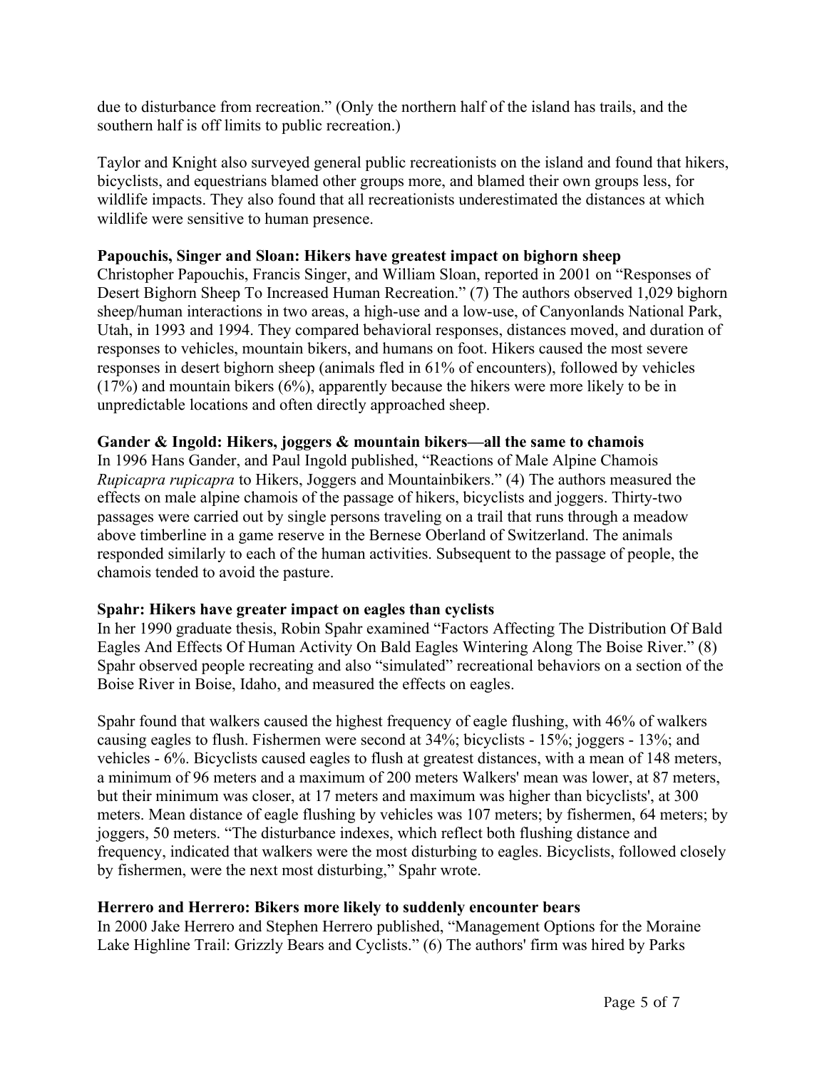due to disturbance from recreation." (Only the northern half of the island has trails, and the southern half is off limits to public recreation.)

Taylor and Knight also surveyed general public recreationists on the island and found that hikers, bicyclists, and equestrians blamed other groups more, and blamed their own groups less, for wildlife impacts. They also found that all recreationists underestimated the distances at which wildlife were sensitive to human presence.

**Papouchis, Singer and Sloan: Hikers have greatest impact on bighorn sheep**

Christopher Papouchis, Francis Singer, and William Sloan, reported in 2001 on "Responses of Desert Bighorn Sheep To Increased Human Recreation." (7) The authors observed 1,029 bighorn sheep/human interactions in two areas, a high-use and a low-use, of Canyonlands National Park, Utah, in 1993 and 1994. They compared behavioral responses, distances moved, and duration of responses to vehicles, mountain bikers, and humans on foot. Hikers caused the most severe responses in desert bighorn sheep (animals fled in 61% of encounters), followed by vehicles (17%) and mountain bikers (6%), apparently because the hikers were more likely to be in unpredictable locations and often directly approached sheep.

**Gander & Ingold: Hikers, joggers & mountain bikers—all the same to chamois**

In 1996 Hans Gander, and Paul Ingold published, "Reactions of Male Alpine Chamois *Rupicapra rupicapra* to Hikers, Joggers and Mountainbikers." (4) The authors measured the effects on male alpine chamois of the passage of hikers, bicyclists and joggers. Thirty-two passages were carried out by single persons traveling on a trail that runs through a meadow above timberline in a game reserve in the Bernese Oberland of Switzerland. The animals responded similarly to each of the human activities. Subsequent to the passage of people, the chamois tended to avoid the pasture.

**Spahr: Hikers have greater impact on eagles than cyclists**

In her 1990 graduate thesis, Robin Spahr examined "Factors Affecting The Distribution Of Bald Eagles And Effects Of Human Activity On Bald Eagles Wintering Along The Boise River." (8) Spahr observed people recreating and also "simulated" recreational behaviors on a section of the Boise River in Boise, Idaho, and measured the effects on eagles.

Spahr found that walkers caused the highest frequency of eagle flushing, with 46% of walkers causing eagles to flush. Fishermen were second at 34%; bicyclists - 15%; joggers - 13%; and vehicles - 6%. Bicyclists caused eagles to flush at greatest distances, with a mean of 148 meters, a minimum of 96 meters and a maximum of 200 meters Walkers' mean was lower, at 87 meters, but their minimum was closer, at 17 meters and maximum was higher than bicyclists', at 300 meters. Mean distance of eagle flushing by vehicles was 107 meters; by fishermen, 64 meters; by joggers, 50 meters. "The disturbance indexes, which reflect both flushing distance and frequency, indicated that walkers were the most disturbing to eagles. Bicyclists, followed closely by fishermen, were the next most disturbing," Spahr wrote.

**Herrero and Herrero: Bikers more likely to suddenly encounter bears**

In 2000 Jake Herrero and Stephen Herrero published, "Management Options for the Moraine Lake Highline Trail: Grizzly Bears and Cyclists." (6) The authors' firm was hired by Parks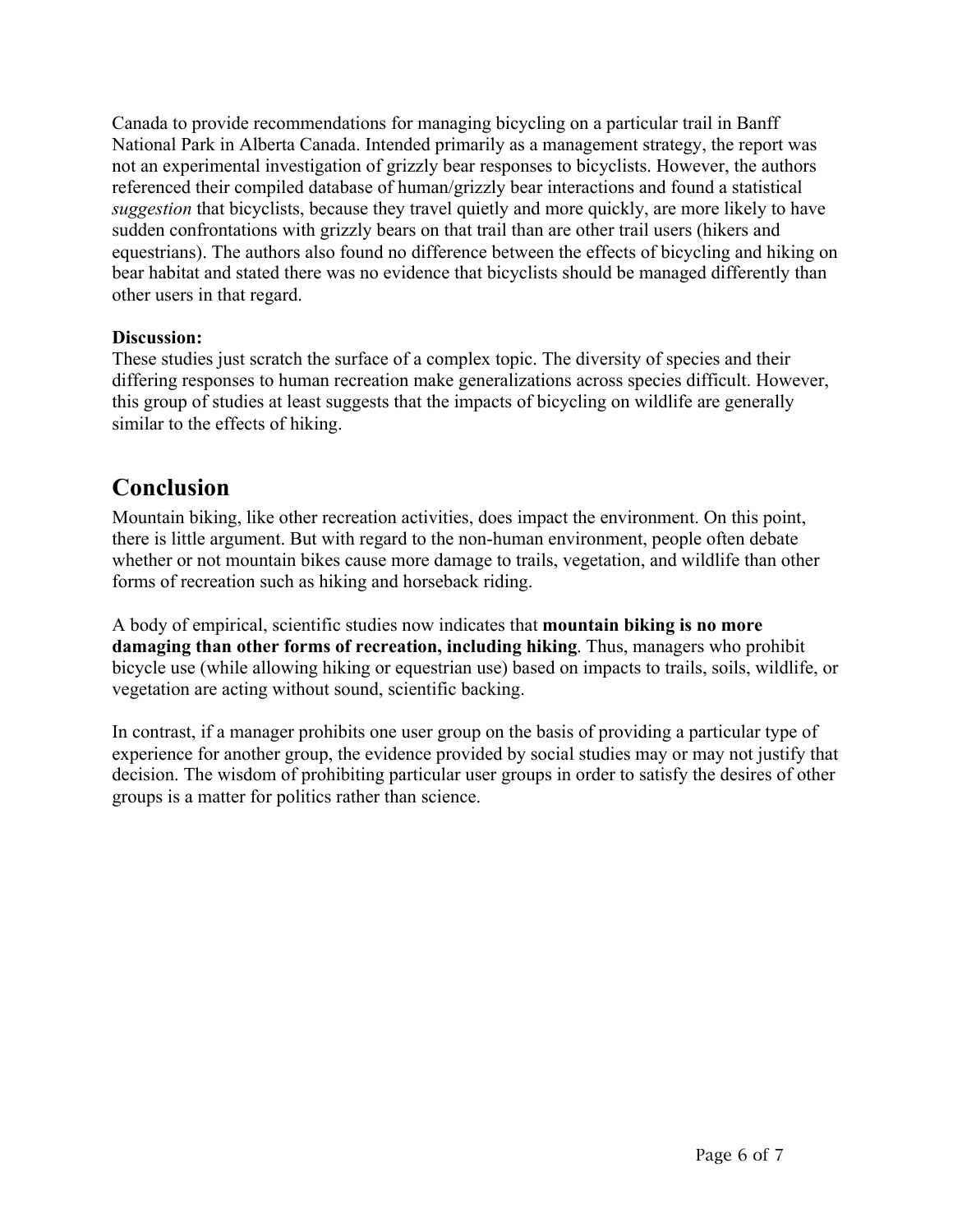Canada to provide recommendations for managing bicycling on a particular trail in Banff National Park in Alberta Canada. Intended primarily as a management strategy, the report was not an experimental investigation of grizzly bear responses to bicyclists. However, the authors referenced their compiled database of human/grizzly bear interactions and found a statistical *suggestion* that bicyclists, because they travel quietly and more quickly, are more likely to have sudden confrontations with grizzly bears on that trail than are other trail users (hikers and equestrians). The authors also found no difference between the effects of bicycling and hiking on bear habitat and stated there was no evidence that bicyclists should be managed differently than other users in that regard.

**Discussion:**
These studies just scratch the surface of a complex topic. The diversity of species and their differing responses to human recreation make generalizations across species difficult. However, this group of studies at least suggests that the impacts of bicycling on wildlife are generally similar to the effects of hiking.

## Conclusion

Mountain biking, like other recreation activities, does impact the environment. On this point, there is little argument. But with regard to the non-human environment, people often debate whether or not mountain bikes cause more damage to trails, vegetation, and wildlife than other forms of recreation such as hiking and horseback riding.

A body of empirical, scientific studies now indicates that **mountain biking is no more damaging than other forms of recreation, including hiking**. Thus, managers who prohibit bicycle use (while allowing hiking or equestrian use) based on impacts to trails, soils, wildlife, or vegetation are acting without sound, scientific backing.

In contrast, if a manager prohibits one user group on the basis of providing a particular type of experience for another group, the evidence provided by social studies may or may not justify that decision. The wisdom of prohibiting particular user groups in order to satisfy the desires of other groups is a matter for politics rather than science.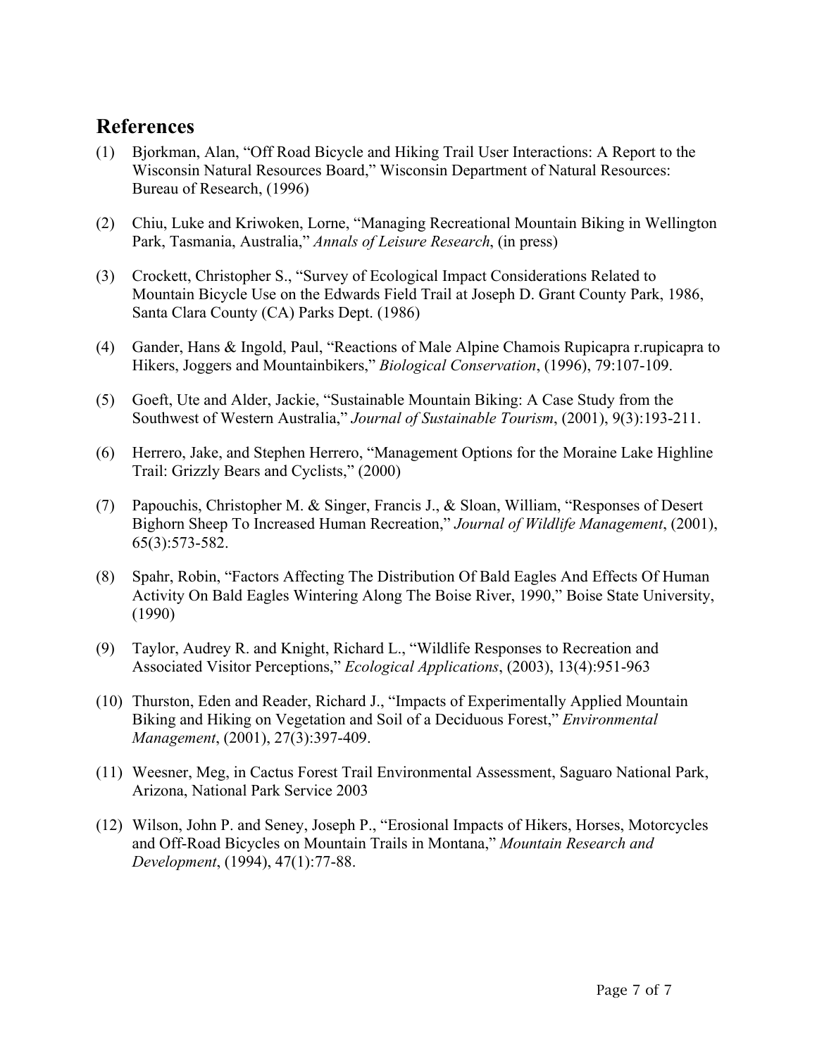## References

(1) Bjorkman, Alan, “Off Road Bicycle and Hiking Trail User Interactions: A Report to the Wisconsin Natural Resources Board,” Wisconsin Department of Natural Resources: Bureau of Research, (1996)

(2) Chiu, Luke and Kriwoken, Lorne, “Managing Recreational Mountain Biking in Wellington Park, Tasmania, Australia,” *Annals of Leisure Research*, (in press)

(3) Crockett, Christopher S., “Survey of Ecological Impact Considerations Related to Mountain Bicycle Use on the Edwards Field Trail at Joseph D. Grant County Park, 1986, Santa Clara County (CA) Parks Dept. (1986)

(4) Gander, Hans & Ingold, Paul, “Reactions of Male Alpine Chamois Rupicapra r.rupicapra to Hikers, Joggers and Mountainbikers,” *Biological Conservation*, (1996), 79:107-109.

(5) Goeft, Ute and Alder, Jackie, “Sustainable Mountain Biking: A Case Study from the Southwest of Western Australia,” *Journal of Sustainable Tourism*, (2001), 9(3):193-211.

(6) Herrero, Jake, and Stephen Herrero, “Management Options for the Moraine Lake Highline Trail: Grizzly Bears and Cyclists,” (2000)

(7) Papouchis, Christopher M. & Singer, Francis J., & Sloan, William, “Responses of Desert Bighorn Sheep To Increased Human Recreation,” *Journal of Wildlife Management*, (2001), 65(3):573-582.

(8) Spahr, Robin, “Factors Affecting The Distribution Of Bald Eagles And Effects Of Human Activity On Bald Eagles Wintering Along The Boise River, 1990,” Boise State University, (1990)

(9) Taylor, Audrey R. and Knight, Richard L., “Wildlife Responses to Recreation and Associated Visitor Perceptions,” *Ecological Applications*, (2003), 13(4):951-963

(10) Thurston, Eden and Reader, Richard J., “Impacts of Experimentally Applied Mountain Biking and Hiking on Vegetation and Soil of a Deciduous Forest,” *Environmental Management*, (2001), 27(3):397-409.

(11) Weesner, Meg, in Cactus Forest Trail Environmental Assessment, Saguaro National Park, Arizona, National Park Service 2003

(12) Wilson, John P. and Seney, Joseph P., “Erosional Impacts of Hikers, Horses, Motorcycles and Off-Road Bicycles on Mountain Trails in Montana,” *Mountain Research and Development*, (1994), 47(1):77-88.